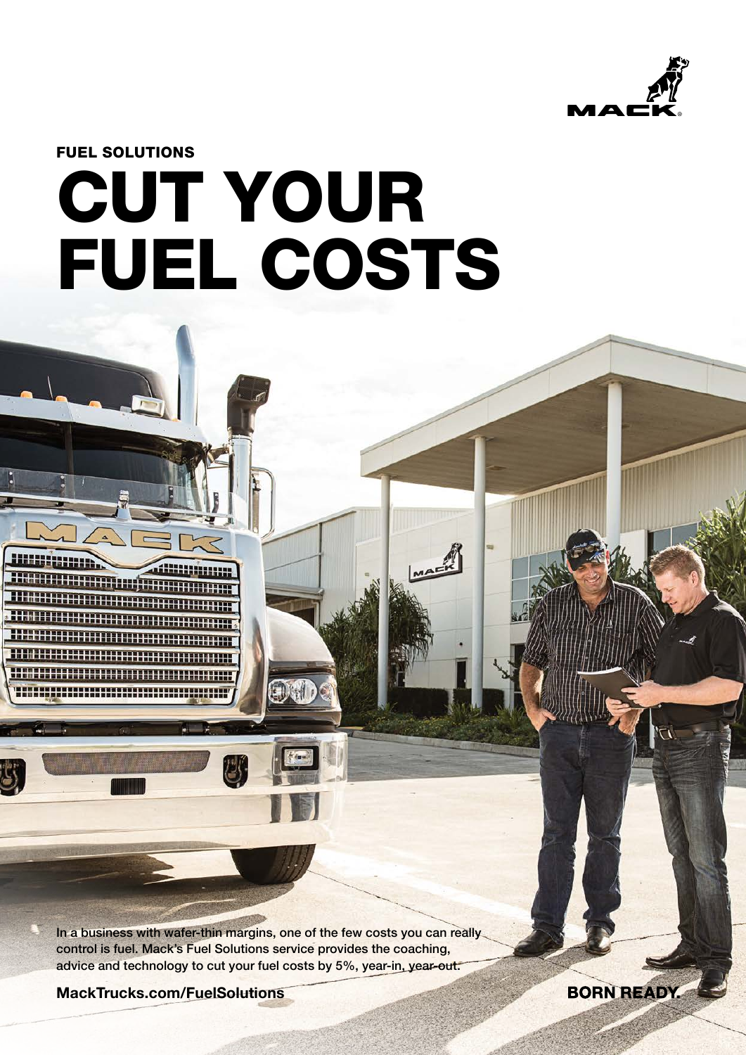FUEL SOLUTIONS

# CUT YOUR FUEL COSTS

In a business with wafer-thin margins, one of the few costs you can really control is fuel. Mack's Fuel Solutions service provides the coaching, advice and technology to cut your fuel costs by 5%, year-in, year-out.

**MackTrucks.com/FuelSolutions**

**BORN READY.**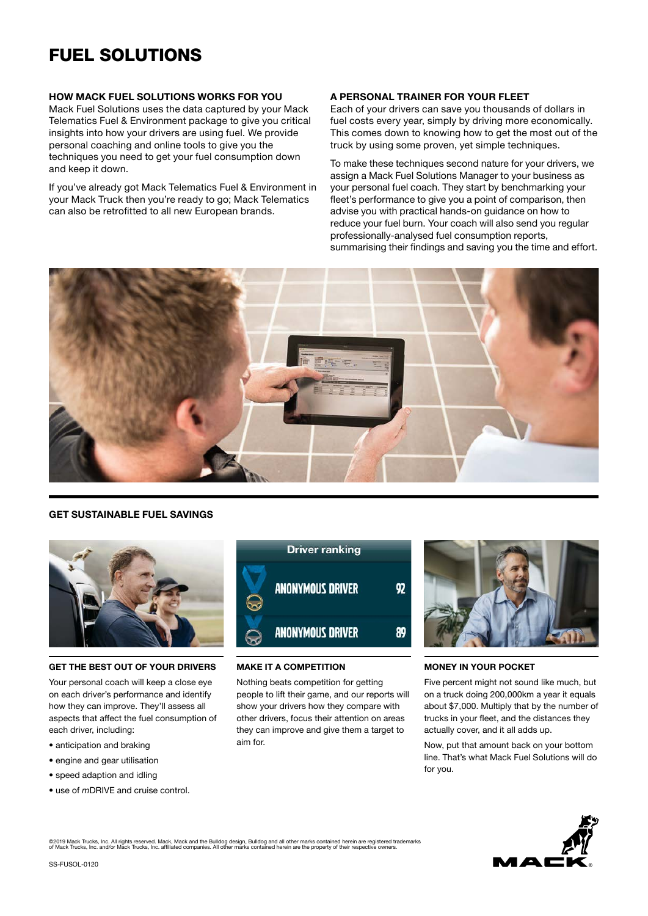# FUEL SOLUTIONS

## HOW MACK FUEL SOLUTIONS WORKS FOR YOU

Mack Fuel Solutions uses the data captured by your Mack Telematics Fuel & Environment package to give you critical insights into how your drivers are using fuel. We provide personal coaching and online tools to give you the techniques you need to get your fuel consumption down and keep it down.

If you've already got Mack Telematics Fuel & Environment in your Mack Truck then you're ready to go; Mack Telematics can also be retrofitted to all new European brands.

## A PERSONAL TRAINER FOR YOUR FLEET

Each of your drivers can save you thousands of dollars in fuel costs every year, simply by driving more economically. This comes down to knowing how to get the most out of the truck by using some proven, yet simple techniques.

To make these techniques second nature for your drivers, we assign a Mack Fuel Solutions Manager to your business as your personal fuel coach. They start by benchmarking your fleet's performance to give you a point of comparison, then advise you with practical hands-on guidance on how to reduce your fuel burn. Your coach will also send you regular professionally-analysed fuel consumption reports, summarising their findings and saving you the time and effort.

## GET SUSTAINABLE FUEL SAVINGS

### GET THE BEST OUT OF YOUR DRIVERS

Your personal coach will keep a close eye on each driver's performance and identify how they can improve. They'll assess all aspects that affect the fuel consumption of each driver, including:

- anticipation and braking
- engine and gear utilisation
- speed adaption and idling
- use of *m*DRIVE and cruise control.

### MAKE IT A COMPETITION

Driver ranking

ANONYMOUS DRIVER 92

ANONYMOUS DRIVER 89

Nothing beats competition for getting people to lift their game, and our reports will show your drivers how they compare with other drivers, focus their attention on areas they can improve and give them a target to aim for.

### MONEY IN YOUR POCKET

Five percent might not sound like much, but on a truck doing 200,000km a year it equals about $7,000. Multiply that by the number of trucks in your fleet, and the distances they actually cover, and it all adds up.

Now, put that amount back on your bottom line. That's what Mack Fuel Solutions will do for you.

©2019 Mack Trucks, Inc. All rights reserved. Mack, Mack and the Bulldog design, Bulldog and all other marks contained herein are registered trademarks of Mack Trucks, Inc. and/or Mack Trucks, Inc. affiliated companies. All other marks contained herein are the property of their respective owners.

SS-FUSOL-0120